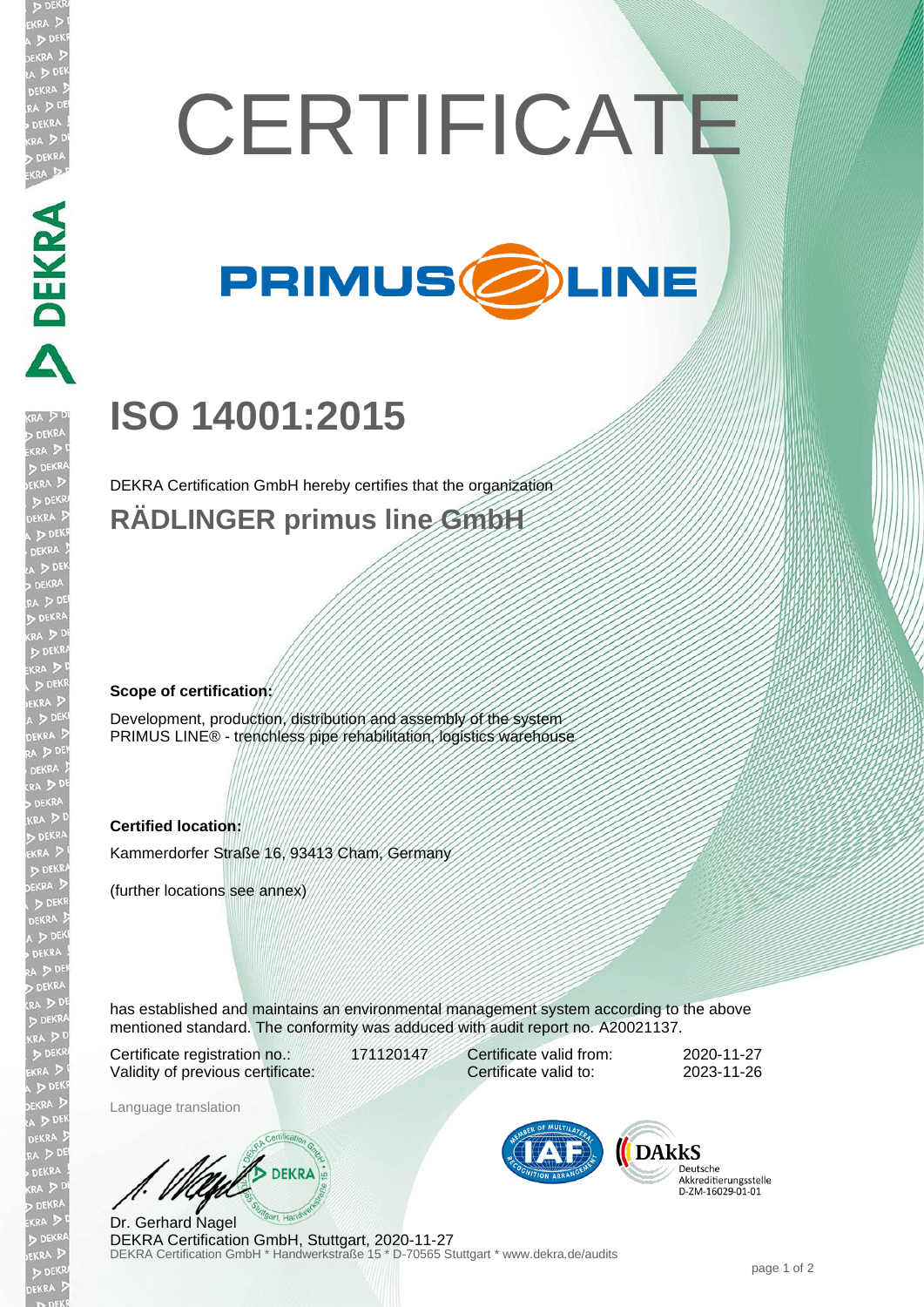# CERTIFICATE

PRIMUS LINE

# ISO 14001:2015

DEKRA Certification GmbH hereby certifies that the organization

## RÄDLINGER primus line GmbH

**Scope of certification:**

Development, production, distribution and assembly of the system PRIMUS LINE® - trenchless pipe rehabilitation, logistics warehouse

**Certified location:**

Kammerdorfer Straße 16, 93413 Cham, Germany

(further locations see annex)

has established and maintains an environmental management system according to the above mentioned standard. The conformity was adduced with audit report no. A20021137.

| | | | |
|---|---|---|---|
| Certificate registration no.: | 171120147 | Certificate valid from: | 2020-11-27 |
| Validity of previous certificate: | | Certificate valid to: | 2023-11-26 |

Language translation

Dr. Gerhard Nagel
DEKRA Certification GmbH, Stuttgart, 2020-11-27
DEKRA Certification GmbH * Handwerkstraße 15 * D-70565 Stuttgart * www.dekra.de/audits

DAkkS Deutsche Akkreditierungsstelle D-ZM-16029-01-01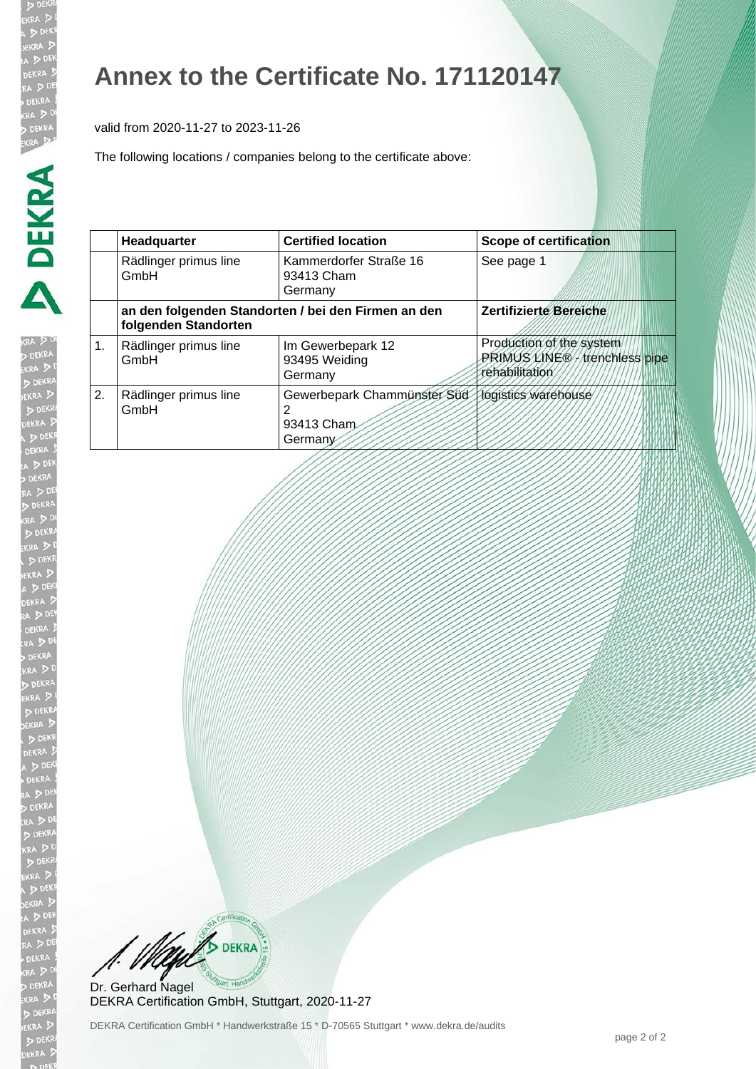# Annex to the Certificate No. 171120147

valid from 2020-11-27 to 2023-11-26

The following locations / companies belong to the certificate above:

| | Headquarter | Certified location | Scope of certification |
|---|---|---|---|
| | Rädlinger primus line GmbH | Kammerdorfer Straße 16<br>93413 Cham<br>Germany | See page 1 |
| | **an den folgenden Standorten / bei den Firmen an den folgenden Standorten** | | **Zertifizierte Bereiche** |
| 1. | Rädlinger primus line GmbH | Im Gewerbepark 12<br>93495 Weiding<br>Germany | Production of the system PRIMUS LINE® - trenchless pipe rehabilitation |
| 2. | Rädlinger primus line GmbH | Gewerbepark Chammünster Süd 2<br>93413 Cham<br>Germany | logistics warehouse |

Dr. Gerhard Nagel
DEKRA Certification GmbH, Stuttgart, 2020-11-27

DEKRA Certification GmbH * Handwerkstraße 15 * D-70565 Stuttgart * www.dekra.de/audits